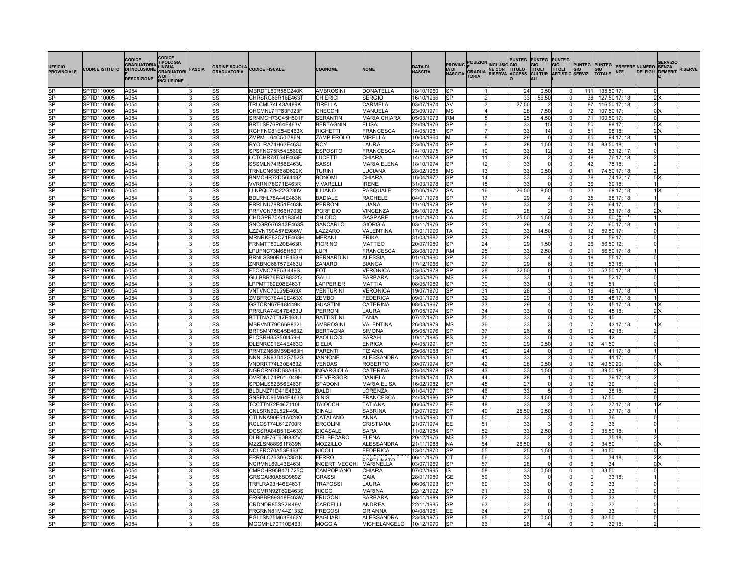| UFFICIO PROVINCIALE | CODICE ISTITUTO | CODICE GRADUATORIA DI INCLUSIONE E DESCRIZIONE | CODICE TIPOLOGIA LINGUA GRADUATORIA DI INCLUSIONE | FASCIA | ORDINE SCUOLA GRADUATORIA | CODICE FISCALE | COGNOME | NOME | DATA DI NASCITA | PROVINCIA DI NASCITA | POSIZIONE GRADUATORIA | INCLUSIONE CON RISERVA | PUNTEGGIO TITOLO ACCESSO | PUNTEGGIO TITOLI CULTURALI | PUNTEGGIO TITOLI ARTISTICI | PUNTEGGIO SERVIZI | PUNTEGGIO TOTALE | PREFERENZE | NUMERO DEI FIGLI | SERVIZIO SENZA DEMERITO | RISERVE |
|---|---|---|---|---|---|---|---|---|---|---|---|---|---|---|---|---|---|---|---|---|---|
| SP | SPTD110005 | A054 | I | 3 | SS | MBRDTL60R58C240K | AMBROSINI | DONATELLA | 18/10/1960 | SP | 1 | | 24 | 0,50 | 0 | 111 | 135,50 | 17; | 0 | | |
| SP | SPTD110005 | A054 | I | 3 | SS | CHRSRG66R16E463T | CHIERICI | SERGIO | 16/10/1966 | SP | 2 | | 33 | 56,50 | 0 | 38 | 127,50 | 17; 18; | 2 | X | |
| SP | SPTD110005 | A054 | I | 3 | SS | TRLCML74L43A489K | TIRELLA | CARMELA | 03/07/1974 | AV | 3 | | 27,50 | 2 | 0 | 87 | 116,50 | 17; 18; | 2 | | |
| SP | SPTD110005 | A054 | I | 3 | SS | CHCMNL71P63F023F | CHECCHI | MANUELA | 23/09/1971 | MS | 4 | | 28 | 7,50 | 0 | 72 | 107,50 | 17; | 0 | X | |
| SP | SPTD110005 | A054 | I | 3 | SS | SRNMCH73C45H501F | SERANTINI | MARIA CHIARA | 05/03/1973 | RM | 5 | | 25 | 4,50 | 0 | 71 | 100,50 | 17; | 0 | | |
| SP | SPTD110005 | A054 | I | 3 | SS | BRTLSE76P64E463V | BERTAGNINI | ELISA | 24/09/1976 | SP | 6 | | 33 | 15 | 0 | 50 | 98 | 17; | 0 | X | |
| SP | SPTD110005 | A054 | I | 3 | SS | RGHFNC81E54E463X | RIGHETTI | FRANCESCA | 14/05/1981 | SP | 7 | | 33 | 14 | 0 | 51 | 98 | 18; | 2 | X | |
| SP | SPTD110005 | A054 | I | 3 | SS | ZMPMLL64C50I786N | ZAMPIEROLO | MIRELLA | 10/03/1964 | MI | 8 | | 29 | 0 | 0 | 65 | 94 | 17; 18; | 1 | | |
| SP | SPTD110005 | A054 | I | 3 | SS | RYOLRA74H63E463J | ROY | LAURA | 23/06/1974 | SP | 9 | | 28 | 1,50 | 0 | 54 | 83,50 | 18; | 1 | | |
| SP | SPTD110005 | A054 | I | 3 | SS | SPSFNC75R54E560E | ESPOSITO | FRANCESCA | 14/10/1975 | SP | 10 | | 33 | 12 | 0 | 38 | 83 | 12; 17; | 0 | | |
| SP | SPTD110005 | A054 | I | 3 | SS | LCTCHR78T54E463F | LUCETTI | CHIARA | 14/12/1978 | SP | 11 | | 26 | 2 | 0 | 48 | 76 | 17; 18; | 2 | | |
| SP | SPTD110005 | A054 | I | 3 | SS | SSSMLN74R58E463U | SASSI | MARIA ELENA | 18/10/1974 | SP | 12 | | 33 | 0 | 0 | 42 | 75 | 18; | 2 | | |
| SP | SPTD110005 | A054 | I | 3 | SS | TRNLCN65B68D629K | TURINI | LUCIANA | 28/02/1965 | MS | 13 | | 33 | 0,50 | 0 | 41 | 74,50 | 17; 18; | 2 | | |
| SP | SPTD110005 | A054 | I | 3 | SS | BNMCHR72D56I449Z | BONOMI | CHIARA | 16/04/1972 | SP | 14 | | 33 | 3 | 0 | 38 | 74 | 12; 17; | 0 | X | |
| SP | SPTD110005 | A054 | I | 3 | SS | VVRRNI78C71E463R | VIVARELLI | IRENE | 31/03/1978 | SP | 15 | | 33 | 0 | 0 | 36 | 69 | 18; | 1 | | |
| SP | SPTD110005 | A054 | I | 3 | SS | LLNPQL72H22G230V | ILLIANO | PASQUALE | 22/06/1972 | SA | 16 | | 26,50 | 8,50 | 0 | 33 | 68 | 17; 18; | 1 | X | |
| SP | SPTD110005 | A054 | I | 3 | SS | BDLRHL78A44E463N | BADIALE | RACHELE | 04/01/1978 | SP | 17 | | 29 | 4 | 0 | 35 | 68 | 17; 18; | 1 | | |
| SP | SPTD110005 | A054 | I | 3 | SS | PRRLNU78R51E463N | PERRONI | LUANA | 11/10/1978 | SP | 18 | | 33 | 2 | 0 | 29 | 64 | 17; | 0 | | |
| SP | SPTD110005 | A054 | I | 3 | SS | PRFVCN78R66H703B | PORFIDIO | VINCENZA | 26/10/1978 | SA | 19 | | 28 | 2 | 0 | 33 | 63 | 17; 18; | 2 | X | |
| SP | SPTD110005 | A054 | I | 3 | SS | CHDGPR70A11B354I | CHIODO | GASPARE | 11/01/1970 | CA | 20 | | 25,50 | 1,50 | 0 | 33 | 60 | 12; 17; 18; | 1 | | |
| SP | SPTD110005 | A054 | I | 3 | SS | SNCGRG76S43E463S | SANCARLO | GIORGIA | 03/11/1976 | SP | 21 | | 29 | 4 | 0 | 27 | 60 | 17; 18; | 1 | | |
| SP | SPTD110005 | A054 | I | 3 | SS | LZZVNT90A57E986W | LAZZARO | VALENTINA | 17/01/1990 | TA | 22 | | 33 | 14,50 | 0 | 12 | 59,50 | 17; | 0 | | |
| SP | SPTD110005 | A054 | I | 3 | SS | MRNRKE82C71E463H | MERANI | ERIKA | 31/03/1982 | SP | 23 | | 28 | 7 | 0 | 24 | 59 | 17; | 0 | | |
| SP | SPTD110005 | A054 | I | 3 | SS | FRNMTT80L20E463R | FIORINO | MATTEO | 20/07/1980 | SP | 24 | | 29 | 1,50 | 0 | 26 | 56,50 | 12; | 0 | | |
| SP | SPTD110005 | A054 | I | 3 | SS | LPUFNC73M68H501P | LUPI | FRANCESCA | 28/08/1973 | RM | 25 | | 33 | 2,50 | 0 | 21 | 56,50 | 17; 18; | 1 | | |
| SP | SPTD110005 | A054 | I | 3 | SS | BRNLSS90R41E463H | BERNARDINI | ALESSIA | 01/10/1990 | SP | 26 | | 33 | 4 | 0 | 18 | 55 | 17; | 0 | | |
| SP | SPTD110005 | A054 | I | 3 | SS | ZNRBNC66T57E463U | ZANARDI | BIANCA | 17/12/1966 | SP | 27 | | 29 | 6 | 0 | 18 | 53 | 18; | 1 | | |
| SP | SPTD110005 | A054 | I | 3 | SS | FTOVNC78E53I449S | FOTI | VERONICA | 13/05/1978 | SP | 28 | | 22,50 | 0 | 0 | 30 | 52,50 | 17; 18; | 1 | | |
| SP | SPTD110005 | A054 | I | 3 | SS | GLLBBR76E53B832Q | GALLI | BARBARA | 13/05/1976 | MS | 29 | | 33 | 1 | 0 | 18 | 52 | 17; | 0 | | |
| SP | SPTD110005 | A054 | I | 3 | SS | LPPMTT89E08E463T | LAPPERIER | MATTIA | 08/05/1989 | SP | 30 | | 33 | 0 | 0 | 18 | 51 | | 0 | | |
| SP | SPTD110005 | A054 | I | 3 | SS | VNTVNC70L59E463X | VENTURINI | VERONICA | 19/07/1970 | SP | 31 | | 28 | 3 | 0 | 18 | 49 | 17; 18; | 1 | | |
| SP | SPTD110005 | A054 | I | 3 | SS | ZMBFRC78A49E463X | ZEMBO | FEDERICA | 09/01/1978 | SP | 32 | | 29 | 1 | 0 | 18 | 48 | 17; 18; | 1 | | |
| SP | SPTD110005 | A054 | I | 3 | SS | GSTCRN67E48I449K | GUASTINI | CATERINA | 08/05/1967 | SP | 33 | | 29 | 4 | 0 | 12 | 45 | 17; 18; | 1 | X | |
| SP | SPTD110005 | A054 | I | 3 | SS | PRRLRA74E47E463U | PERRONI | LAURA | 07/05/1974 | SP | 34 | | 33 | 0 | 0 | 12 | 45 | 18; | 2 | X | |
| SP | SPTD110005 | A054 | I | 3 | SS | BTTTNA70T47E463U | BATTISTINI | TANIA | 07/12/1970 | SP | 35 | | 33 | 0 | 0 | 12 | 45 | | 0 | | |
| SP | SPTD110005 | A054 | I | 3 | SS | MBRVNT79C66B832L | AMBROSINI | VALENTINA | 26/03/1979 | MS | 36 | | 33 | 3 | 0 | 7 | 43 | 17; 18; | 1 | X | |
| SP | SPTD110005 | A054 | I | 3 | SS | BRTSMN76E45E463Z | BERTAGNA | SIMONA | 05/05/1976 | SP | 37 | | 26 | 6 | 0 | 10 | 42 | 18; | 2 | | |
| SP | SPTD110005 | A054 | I | 3 | SS | PLCSRH85S50I459H | PAOLUCCI | SARAH | 10/11/1985 | PS | 38 | | 33 | 0 | 0 | 9 | 42 | | 0 | | |
| SP | SPTD110005 | A054 | I | 3 | SS | DLENRC91E44E463Q | D'ELIA | ENRICA | 04/05/1991 | SP | 39 | | 29 | 0,50 | 0 | 12 | 41,50 | | 0 | | |
| SP | SPTD110005 | A054 | I | 3 | SS | PRNTZN68M69E463H | PARENTI | TIZIANA | 29/08/1968 | SP | 40 | | 24 | 0 | 0 | 17 | 41 | 17; 18; | 1 | | |
| SP | SPTD110005 | A054 | I | 3 | SS | NNNLSN93D42G752G | IANNONE | ALESSANDRA | 02/04/1993 | SI | 41 | | 33 | 2 | 0 | 6 | 41 | 17; | 0 | | |
| SP | SPTD110005 | A054 | I | 3 | SS | VNDRRT74L30E463Z | VENDASI | ROBERTO | 30/07/1974 | SP | 42 | | 28 | 0,50 | 0 | 12 | 40,50 | 20; | 0 | X | |
| SP | SPTD110005 | A054 | I | 3 | SS | NGRCRN78D68A494L | INGARGIOLA | CATERINA | 28/04/1978 | SR | 43 | | 33 | 1,50 | 0 | 5 | 39,50 | 18; | 2 | | |
| SP | SPTD110005 | A054 | I | 3 | SS | DVRDNL74P61L049H | DE VERGORI | DANIELA | 21/09/1974 | TA | 44 | | 28 | 1 | 0 | 10 | 39 | 17; 18; | 2 | | |
| SP | SPTD110005 | A054 | I | 3 | SS | SPDMLS82B56E463F | SPADONI | MARIA ELISA | 16/02/1982 | SP | 45 | | 27 | 0 | 0 | 12 | 39 | | 0 | | |
| SP | SPTD110005 | A054 | I | 3 | SS | BLDLNZ71D41E463Z | BALDI | LORENZA | 01/04/1971 | SP | 46 | | 33 | 5 | 0 | 0 | 38 | 18; | 2 | | |
| SP | SPTD110005 | A054 | I | 3 | SS | SNSFNC86M64E463S | SINIS | FRANCESCA | 24/08/1986 | SP | 47 | | 33 | 4,50 | 0 | 0 | 37,50 | | 0 | | |
| SP | SPTD110005 | A054 | I | 3 | SS | TCCTTN72E46Z110L | TAIOCCHI | TATIANA | 06/05/1972 | EE | 48 | | 33 | 2 | 0 | 2 | 37 | 17; 18; | 1 | X | |
| SP | SPTD110005 | A054 | I | 3 | SS | CNLSRN69L52I449L | CINALI | SABRINA | 12/07/1969 | SP | 49 | | 25,50 | 0,50 | 0 | 11 | 37 | 17; 18; | 1 | | |
| SP | SPTD110005 | A054 | I | 3 | SS | CTLNNA90E51A028O | CATALANO | ANNA | 11/05/1990 | CT | 50 | | 33 | 3 | 0 | 0 | 36 | | 0 | | |
| SP | SPTD110005 | A054 | I | 3 | SS | RCLCST74L61Z700R | ERCOLINI | CRISTIANA | 21/07/1974 | EE | 51 | | 33 | 3 | 0 | 0 | 36 | | 0 | | |
| SP | SPTD110005 | A054 | I | 3 | SS | DCSSRA84B51E463X | DICASALE | SARA | 11/02/1984 | SP | 52 | | 33 | 2,50 | 0 | 0 | 35,50 | 18; | 1 | | |
| SP | SPTD110005 | A054 | I | 3 | SS | DLBLNE76T60B832V | DEL BECARO | ELENA | 20/12/1976 | MS | 53 | | 33 | 2 | 0 | 0 | 35 | 18; | 2 | | |
| SP | SPTD110005 | A054 | I | 3 | SS | MZZLSN88S61F839N | MOZZILLO | ALESSANDRA | 21/11/1988 | NA | 54 | | 26,50 | 8 | 0 | 0 | 34,50 | | 0 | X | |
| SP | SPTD110005 | A054 | I | 3 | SS | NCLFRC70A53E463T | NICOLI | FEDERICA | 13/01/1970 | SP | 55 | | 25 | 1,50 | 0 | 8 | 34,50 | | 0 | | |
| SP | SPTD110005 | A054 | I | 3 | SS | FRRGLC76S06C351K | FERRO | GIANLUCA PAOLO FORTUNATO | 06/11/1976 | CT | 56 | | 33 | 1 | 0 | 0 | 34 | 18; | 2 | X | |
| SP | SPTD110005 | A054 | I | 3 | SS | NCRMNL69L43E463I | INCERTI VECCHI | MARINELLA | 03/07/1969 | SP | 57 | | 28 | 0 | 0 | 6 | 34 | | 0 | X | |
| SP | SPTD110005 | A054 | I | 3 | SS | CMPCHR95B47L725Q | CAMPOPIANO | CHIARA | 07/02/1995 | IS | 58 | | 33 | 0,50 | 0 | 0 | 33,50 | | 0 | | |
| SP | SPTD110005 | A054 | I | 3 | SS | GRSGAI80A68D969Z | GRASSI | GAIA | 28/01/1980 | GE | 59 | | 33 | 0 | 0 | 0 | 33 | 18; | 1 | | |
| SP | SPTD110005 | A054 | I | 3 | SS | TRFLRA93H46E463T | TRAFOSSI | LAURA | 06/06/1993 | SP | 60 | | 33 | 0 | 0 | 0 | 33 | | 0 | | |
| SP | SPTD110005 | A054 | I | 3 | SS | RCCMRN92T62E463S | RICCO | MARINA | 22/12/1992 | SP | 61 | | 33 | 0 | 0 | 0 | 33 | | 0 | | |
| SP | SPTD110005 | A054 | I | 3 | SS | FRGBBR89S48E463W | FRUGONI | BARBARA | 08/11/1989 | SP | 62 | | 33 | 0 | 0 | 0 | 33 | | 0 | | |
| SP | SPTD110005 | A054 | I | 3 | SS | CRDNDR85S22I449V | CARDELLI | ANDREA | 22/11/1985 | SP | 63 | | 33 | 0 | 0 | 0 | 33 | | 0 | | |
| SP | SPTD110005 | A054 | I | 3 | SS | FRGRNN81M44Z133Z | FREGOSI | ORIANNA | 04/08/1981 | EE | 64 | | 27 | 0 | 0 | 6 | 33 | | 0 | | |
| SP | SPTD110005 | A054 | I | 3 | SS | PGLLSN75M63E463Y | PAGLIARI | ALESSANDRA | 23/08/1975 | SP | 65 | | 27 | 0,50 | 0 | 5 | 32,50 | | 0 | | |
| SP | SPTD110005 | A054 | I | 3 | SS | MGGMHL70T10E463I | MOGGIA | MICHELANGELO | 10/12/1970 | SP | 66 | | 28 | 4 | 0 | 0 | 32 | 18; | 2 | | |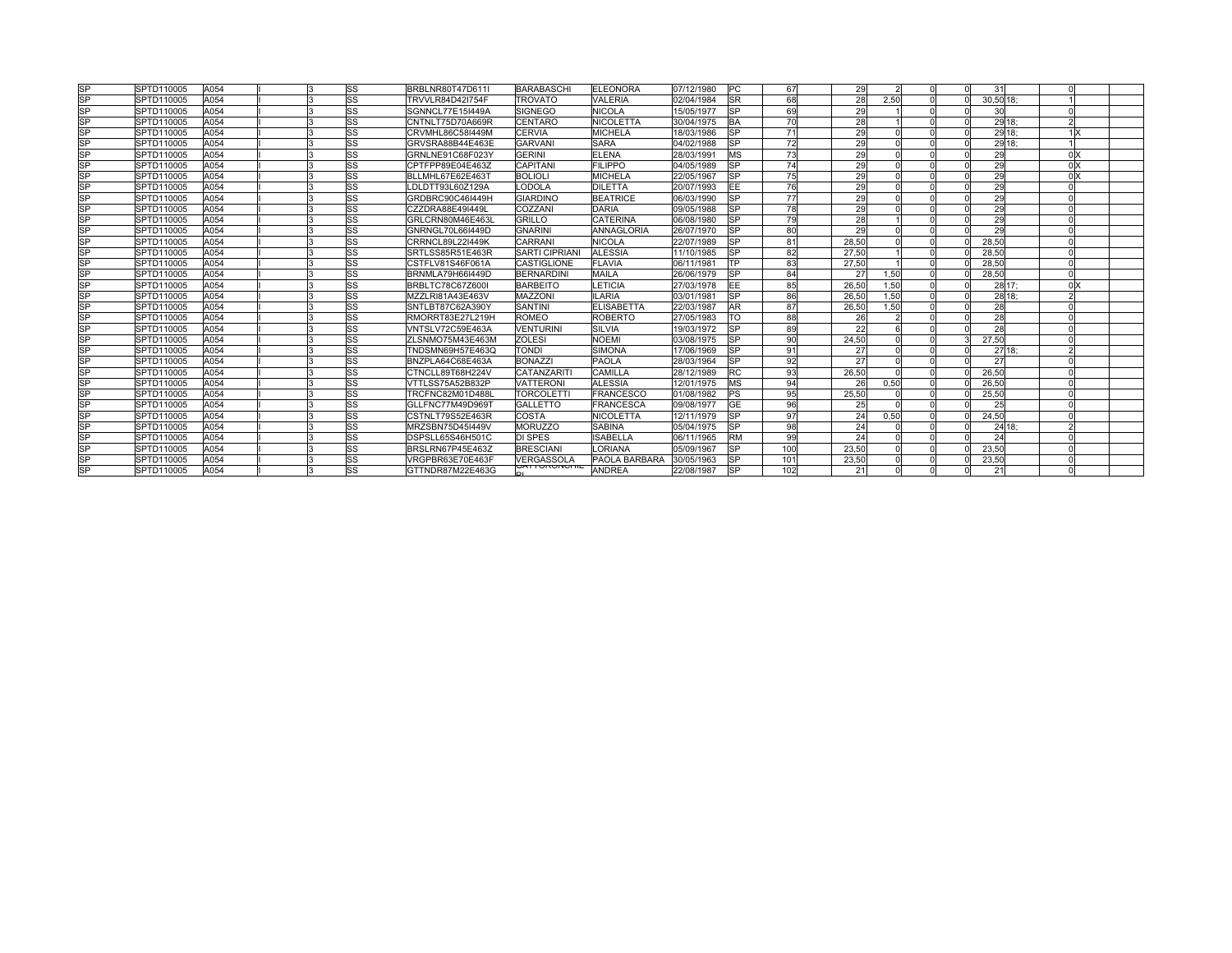| | | | | | | | | | | | | | | | | | | | | |
|---|---|---|---|---|---|---|---|---|---|---|---|---|---|---|---|---|---|---|---|---|
| SP | SPTD110005 | A054 | I | 3 | SS | BRBLNR80T47D611I | BARABASCHI | ELEONORA | 07/12/1980 | PC | 67 | 29 | 2 | 0 | 0 | 31 | | 0 | | |
| SP | SPTD110005 | A054 | I | 3 | SS | TRVVLR84D42I754F | TROVATO | VALERIA | 02/04/1984 | SR | 68 | 28 | 2,50 | 0 | 0 | 30,50 | 18; | 1 | | |
| SP | SPTD110005 | A054 | I | 3 | SS | SGNNCL77E15I449A | SIGNEGO | NICOLA | 15/05/1977 | SP | 69 | 29 | 1 | 0 | 0 | 30 | | 0 | | |
| SP | SPTD110005 | A054 | I | 3 | SS | CNTNLT75D70A669R | CENTARO | NICOLETTA | 30/04/1975 | BA | 70 | 28 | 1 | 0 | 0 | 29 | 18; | 2 | | |
| SP | SPTD110005 | A054 | I | 3 | SS | CRVMHL86C58I449M | CERVIA | MICHELA | 18/03/1986 | SP | 71 | 29 | 0 | 0 | 0 | 29 | 18; | 1 | X | |
| SP | SPTD110005 | A054 | I | 3 | SS | GRVSRA88B44E463E | GARVANI | SARA | 04/02/1988 | SP | 72 | 29 | 0 | 0 | 0 | 29 | 18; | 1 | | |
| SP | SPTD110005 | A054 | I | 3 | SS | GRNLNE91C68F023Y | GERINI | ELENA | 28/03/1991 | MS | 73 | 29 | 0 | 0 | 0 | 29 | | 0 | X | |
| SP | SPTD110005 | A054 | I | 3 | SS | CPTFPP89E04E463Z | CAPITANI | FILIPPO | 04/05/1989 | SP | 74 | 29 | 0 | 0 | 0 | 29 | | 0 | X | |
| SP | SPTD110005 | A054 | I | 3 | SS | BLLMHL67E62E463T | BOLIOLI | MICHELA | 22/05/1967 | SP | 75 | 29 | 0 | 0 | 0 | 29 | | 0 | X | |
| SP | SPTD110005 | A054 | I | 3 | SS | LDLDTT93L60Z129A | LODOLA | DILETTA | 20/07/1993 | EE | 76 | 29 | 0 | 0 | 0 | 29 | | 0 | | |
| SP | SPTD110005 | A054 | I | 3 | SS | GRDBRC90C46I449H | GIARDINO | BEATRICE | 06/03/1990 | SP | 77 | 29 | 0 | 0 | 0 | 29 | | 0 | | |
| SP | SPTD110005 | A054 | I | 3 | SS | CZZDRA88E49I449L | COZZANI | DARIA | 09/05/1988 | SP | 78 | 29 | 0 | 0 | 0 | 29 | | 0 | | |
| SP | SPTD110005 | A054 | I | 3 | SS | GRLCRN80M46E463L | GRILLO | CATERINA | 06/08/1980 | SP | 79 | 28 | 1 | 0 | 0 | 29 | | 0 | | |
| SP | SPTD110005 | A054 | I | 3 | SS | GNRNGL70L66I449D | GNARINI | ANNAGLORIA | 26/07/1970 | SP | 80 | 29 | 0 | 0 | 0 | 29 | | 0 | | |
| SP | SPTD110005 | A054 | I | 3 | SS | CRRNCL89L22I449K | CARRANI | NICOLA | 22/07/1989 | SP | 81 | 28,50 | 0 | 0 | 0 | 28,50 | | 0 | | |
| SP | SPTD110005 | A054 | I | 3 | SS | SRTLSS85R51E463R | SARTI CIPRIANI | ALESSIA | 11/10/1985 | SP | 82 | 27,50 | 1 | 0 | 0 | 28,50 | | 0 | | |
| SP | SPTD110005 | A054 | I | 3 | SS | CSTFLV81S46F061A | CASTIGLIONE | FLAVIA | 06/11/1981 | TP | 83 | 27,50 | 1 | 0 | 0 | 28,50 | | 0 | | |
| SP | SPTD110005 | A054 | I | 3 | SS | BRNMLA79H66I449D | BERNARDINI | MAILA | 26/06/1979 | SP | 84 | 27 | 1,50 | 0 | 0 | 28,50 | | 0 | | |
| SP | SPTD110005 | A054 | I | 3 | SS | BRBLTC78C67Z600I | BARBEITO | LETICIA | 27/03/1978 | EE | 85 | 26,50 | 1,50 | 0 | 0 | 28 | 17; | 0 | X | |
| SP | SPTD110005 | A054 | I | 3 | SS | MZZLRI81A43E463V | MAZZONI | ILARIA | 03/01/1981 | SP | 86 | 26,50 | 1,50 | 0 | 0 | 28 | 18; | 2 | | |
| SP | SPTD110005 | A054 | I | 3 | SS | SNTLBT87C62A390Y | SANTINI | ELISABETTA | 22/03/1987 | AR | 87 | 26,50 | 1,50 | 0 | 0 | 28 | | 0 | | |
| SP | SPTD110005 | A054 | I | 3 | SS | RMORRT83E27L219H | ROMEO | ROBERTO | 27/05/1983 | TO | 88 | 26 | 2 | 0 | 0 | 28 | | 0 | | |
| SP | SPTD110005 | A054 | I | 3 | SS | VNTSLV72C59E463A | VENTURINI | SILVIA | 19/03/1972 | SP | 89 | 22 | 6 | 0 | 0 | 28 | | 0 | | |
| SP | SPTD110005 | A054 | I | 3 | SS | ZLSNMO75M43E463M | ZOLESI | NOEMI | 03/08/1975 | SP | 90 | 24,50 | 0 | 0 | 3 | 27,50 | | 0 | | |
| SP | SPTD110005 | A054 | I | 3 | SS | TNDSMN69H57E463Q | TONDI | SIMONA | 17/06/1969 | SP | 91 | 27 | 0 | 0 | 0 | 27 | 18; | 2 | | |
| SP | SPTD110005 | A054 | I | 3 | SS | BNZPLA64C68E463A | BONAZZI | PAOLA | 28/03/1964 | SP | 92 | 27 | 0 | 0 | 0 | 27 | | 0 | | |
| SP | SPTD110005 | A054 | I | 3 | SS | CTNCLL89T68H224V | CATANZARITI | CAMILLA | 28/12/1989 | RC | 93 | 26,50 | 0 | 0 | 0 | 26,50 | | 0 | | |
| SP | SPTD110005 | A054 | I | 3 | SS | VTTLSS75A52B832P | VATTERONI | ALESSIA | 12/01/1975 | MS | 94 | 26 | 0,50 | 0 | 0 | 26,50 | | 0 | | |
| SP | SPTD110005 | A054 | I | 3 | SS | TRCFNC82M01D488L | TORCOLETTI | FRANCESCO | 01/08/1982 | PS | 95 | 25,50 | 0 | 0 | 0 | 25,50 | | 0 | | |
| SP | SPTD110005 | A054 | I | 3 | SS | GLLFNC77M49D969T | GALLETTO | FRANCESCA | 09/08/1977 | GE | 96 | 25 | 0 | 0 | 0 | 25 | | 0 | | |
| SP | SPTD110005 | A054 | I | 3 | SS | CSTNLT79S52E463R | COSTA | NICOLETTA | 12/11/1979 | SP | 97 | 24 | 0,50 | 0 | 0 | 24,50 | | 0 | | |
| SP | SPTD110005 | A054 | I | 3 | SS | MRZSBN75D45I449V | MORUZZO | SABINA | 05/04/1975 | SP | 98 | 24 | 0 | 0 | 0 | 24 | 18; | 2 | | |
| SP | SPTD110005 | A054 | I | 3 | SS | DSPSLL65S46H501C | DI SPES | ISABELLA | 06/11/1965 | RM | 99 | 24 | 0 | 0 | 0 | 24 | | 0 | | |
| SP | SPTD110005 | A054 | I | 3 | SS | BRSLRN67P45E463Z | BRESCIANI | LORIANA | 05/09/1967 | SP | 100 | 23,50 | 0 | 0 | 0 | 23,50 | | 0 | | |
| SP | SPTD110005 | A054 | I | 3 | SS | VRGPBR63E70E463F | VERGASSOLA | PAOLA BARBARA | 30/05/1963 | SP | 101 | 23,50 | 0 | 0 | 0 | 23,50 | | 0 | | |
| SP | SPTD110005 | A054 | I | 3 | SS | GTTNDR87M22E463G | GATTORONCHIE RI | ANDREA | 22/08/1987 | SP | 102 | 21 | 0 | 0 | 0 | 21 | | 0 | | |